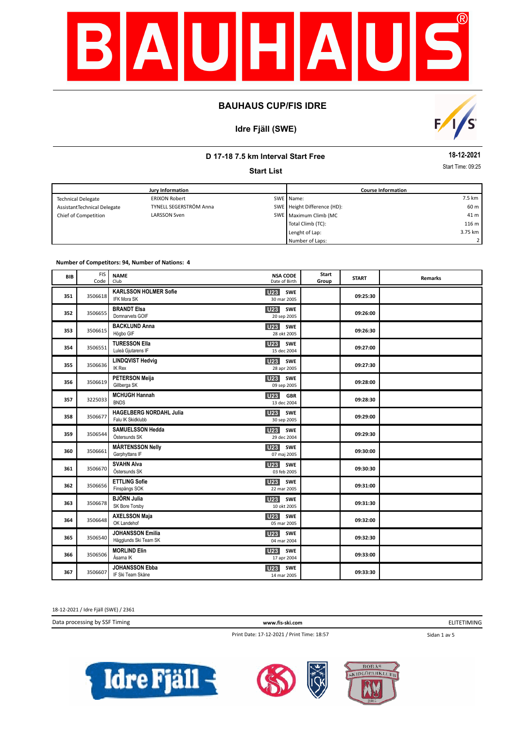# BAUHAUS CUP/FIS IDRE

## Idre Fjäll (SWE)

### D 17-18 7.5 km Interval Start Free

**18-12-2021**

### Start List

Start Time: 09:25

| Jury Information | | | Course Information | |
|---|---|---|---|---|
| Technical Delegate | ERIXON Robert | SWE | Name: | 7.5 km |
| AssistantTechnical Delegate | TYNELL SEGERSTRÖM Anna | SWE | Height Difference (HD): | 60 m |
| Chief of Competition | LARSSON Sven | SWE | Maximum Climb (MC | 41 m |
| | | | Total Climb (TC): | 116 m |
| | | | Lenght of Lap: | 3.75 km |
| | | | Number of Laps: | 2 |

**Number of Competitors: 94, Number of Nations: 4**

| BIB | FIS Code | NAME / Club | | NSA CODE / Date of Birth | Start Group | START | Remarks |
|---|---|---|---|---|---|---|---|
| 351 | 3506618 | **KARLSSON HOLMER Sofie** IFK Mora SK | U23 | SWE 30 mar 2005 | | 09:25:30 | |
| 352 | 3506655 | **BRANDT Elsa** Domnarvets GOIF | U23 | SWE 20 sep 2005 | | 09:26:00 | |
| 353 | 3506615 | **BACKLUND Anna** Högbo GIF | U23 | SWE 28 okt 2005 | | 09:26:30 | |
| 354 | 3506551 | **TURESSON Ella** Luleå Gjutarens IF | U23 | SWE 15 dec 2004 | | 09:27:00 | |
| 355 | 3506636 | **LINDQVIST Hedvig** IK Rex | U23 | SWE 28 apr 2005 | | 09:27:30 | |
| 356 | 3506619 | **PETERSON Meija** Gillberga SK | U23 | SWE 09 sep 2005 | | 09:28:00 | |
| 357 | 3225033 | **MCHUGH Hannah** BNDS | U23 | GBR 13 dec 2004 | | 09:28:30 | |
| 358 | 3506677 | **HAGELBERG NORDAHL Julia** Falu IK Skidklubb | U23 | SWE 30 sep 2005 | | 09:29:00 | |
| 359 | 3506544 | **SAMUELSSON Hedda** Östersunds SK | U23 | SWE 29 dec 2004 | | 09:29:30 | |
| 360 | 3506661 | **MÅRTENSSON Nelly** Garphyttans IF | U23 | SWE 07 maj 2005 | | 09:30:00 | |
| 361 | 3506670 | **SVAHN Alva** Östersunds SK | U23 | SWE 03 feb 2005 | | 09:30:30 | |
| 362 | 3506656 | **ETTLING Sofie** Finspångs SOK | U23 | SWE 22 mar 2005 | | 09:31:00 | |
| 363 | 3506678 | **BJÖRN Julia** SK Bore Torsby | U23 | SWE 10 okt 2005 | | 09:31:30 | |
| 364 | 3506648 | **AXELSSON Maja** OK Landehof | U23 | SWE 05 mar 2005 | | 09:32:00 | |
| 365 | 3506540 | **JOHANSSON Emilia** Hägglunds Ski Team SK | U23 | SWE 04 mar 2004 | | 09:32:30 | |
| 366 | 3506506 | **MORLIND Elin** Åsarna IK | U23 | SWE 17 apr 2004 | | 09:33:00 | |
| 367 | 3506607 | **JOHANSSON Ebba** IF Ski Team Skåne | U23 | SWE 14 mar 2005 | | 09:33:30 | |

18-12-2021 / Idre Fjäll (SWE) / 2361

Data processing by SSF Timing — www.fis-ski.com — ELITETIMING

Print Date: 17-12-2021 / Print Time: 18:57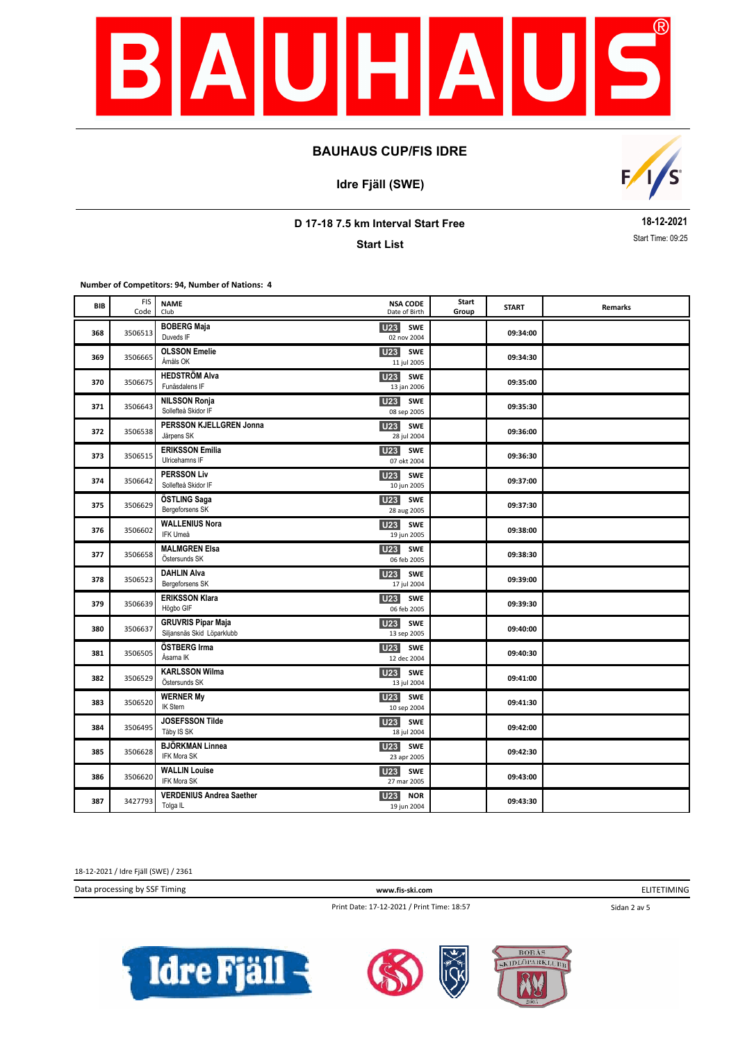## BAUHAUS CUP/FIS IDRE

### Idre Fjäll (SWE)

### D 17-18 7.5 km Interval Start Free

**18-12-2021**

### Start List

Start Time: 09:25

**Number of Competitors: 94, Number of Nations: 4**

| BIB | FIS Code | NAME / Club | | NSA CODE / Date of Birth | Start Group | START | Remarks |
|---|---|---|---|---|---|---|---|
| 368 | 3506513 | **BOBERG Maja** Duveds IF | U23 | SWE 02 nov 2004 | | 09:34:00 | |
| 369 | 3506665 | **OLSSON Emelie** Åmåls OK | U23 | SWE 11 jul 2005 | | 09:34:30 | |
| 370 | 3506675 | **HEDSTRÖM Alva** Funäsdalens IF | U23 | SWE 13 jan 2006 | | 09:35:00 | |
| 371 | 3506643 | **NILSSON Ronja** Sollefteå Skidor IF | U23 | SWE 08 sep 2005 | | 09:35:30 | |
| 372 | 3506538 | **PERSSON KJELLGREN Jonna** Järpens SK | U23 | SWE 28 jul 2004 | | 09:36:00 | |
| 373 | 3506515 | **ERIKSSON Emilia** Ulricehamns IF | U23 | SWE 07 okt 2004 | | 09:36:30 | |
| 374 | 3506642 | **PERSSON Liv** Sollefteå Skidor IF | U23 | SWE 10 jun 2005 | | 09:37:00 | |
| 375 | 3506629 | **ÖSTLING Saga** Bergeforsens SK | U23 | SWE 28 aug 2005 | | 09:37:30 | |
| 376 | 3506602 | **WALLENIUS Nora** IFK Umeå | U23 | SWE 19 jun 2005 | | 09:38:00 | |
| 377 | 3506658 | **MALMGREN Elsa** Östersunds SK | U23 | SWE 06 feb 2005 | | 09:38:30 | |
| 378 | 3506523 | **DAHLIN Alva** Bergeforsens SK | U23 | SWE 17 jul 2004 | | 09:39:00 | |
| 379 | 3506639 | **ERIKSSON Klara** Högbo GIF | U23 | SWE 06 feb 2005 | | 09:39:30 | |
| 380 | 3506637 | **GRUVRIS Pipar Maja** Siljansnäs Skid Löparklubb | U23 | SWE 13 sep 2005 | | 09:40:00 | |
| 381 | 3506505 | **ÖSTBERG Irma** Åsarna IK | U23 | SWE 12 dec 2004 | | 09:40:30 | |
| 382 | 3506529 | **KARLSSON Wilma** Östersunds SK | U23 | SWE 13 jul 2004 | | 09:41:00 | |
| 383 | 3506520 | **WERNER My** IK Stern | U23 | SWE 10 sep 2004 | | 09:41:30 | |
| 384 | 3506495 | **JOSEFSSON Tilde** Täby IS SK | U23 | SWE 18 jul 2004 | | 09:42:00 | |
| 385 | 3506628 | **BJÖRKMAN Linnea** IFK Mora SK | U23 | SWE 23 apr 2005 | | 09:42:30 | |
| 386 | 3506620 | **WALLIN Louise** IFK Mora SK | U23 | SWE 27 mar 2005 | | 09:43:00 | |
| 387 | 3427793 | **VERDENIUS Andrea Saether** Tolga IL | U23 | NOR 19 jun 2004 | | 09:43:30 | |

18-12-2021 / Idre Fjäll (SWE) / 2361

Data processing by SSF Timing | www.fis-ski.com | ELITETIMING

Print Date: 17-12-2021 / Print Time: 18:57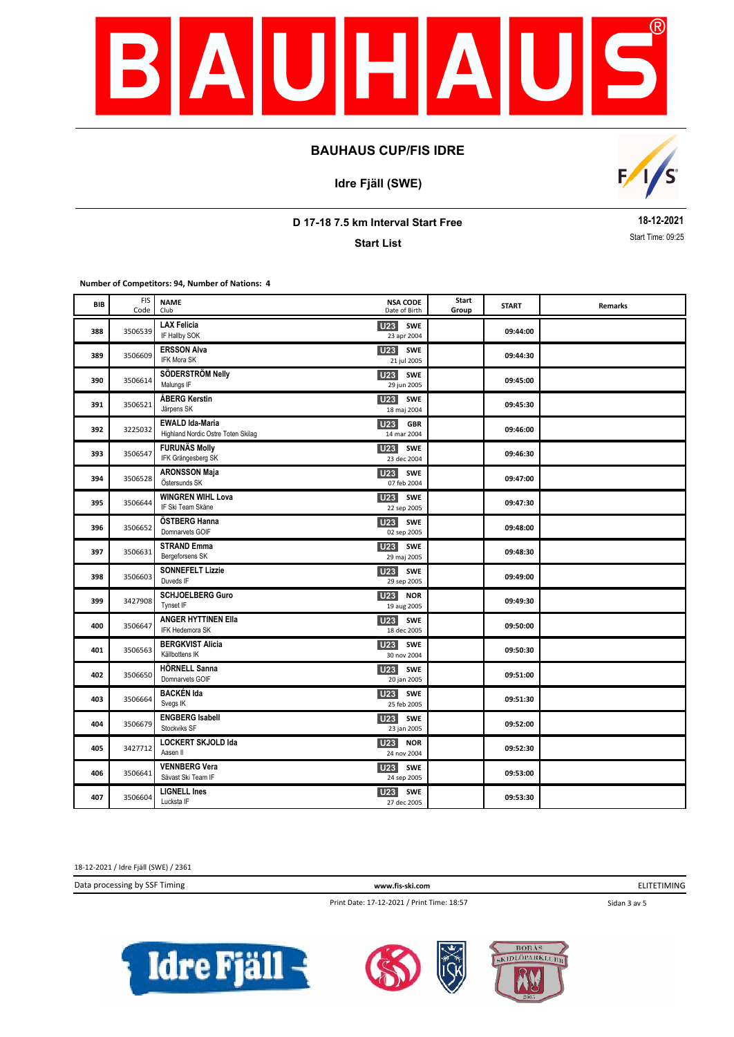# BAUHAUS CUP/FIS IDRE

## Idre Fjäll (SWE)

### D 17-18 7.5 km Interval Start Free

**Start List**

**18-12-2021**
Start Time: 09:25

**Number of Competitors: 94, Number of Nations: 4**

| BIB | FIS Code | NAME / Club | NSA CODE / Date of Birth | Start Group | START | Remarks |
|---|---|---|---|---|---|---|
| 388 | 3506539 | **LAX Felicia** IF Hallby SOK | U23 SWE 23 apr 2004 | | 09:44:00 | |
| 389 | 3506609 | **ERSSON Alva** IFK Mora SK | U23 SWE 21 jul 2005 | | 09:44:30 | |
| 390 | 3506614 | **SÖDERSTRÖM Nelly** Malungs IF | U23 SWE 29 jun 2005 | | 09:45:00 | |
| 391 | 3506521 | **ÅBERG Kerstin** Järpens SK | U23 SWE 18 maj 2004 | | 09:45:30 | |
| 392 | 3225032 | **EWALD Ida-Maria** Highland Nordic Ostre Toten Skilag | U23 GBR 14 mar 2004 | | 09:46:00 | |
| 393 | 3506547 | **FURUNÄS Molly** IFK Grängesberg SK | U23 SWE 23 dec 2004 | | 09:46:30 | |
| 394 | 3506528 | **ARONSSON Maja** Östersunds SK | U23 SWE 07 feb 2004 | | 09:47:00 | |
| 395 | 3506644 | **WINGREN WIHL Lova** IF Ski Team Skåne | U23 SWE 22 sep 2005 | | 09:47:30 | |
| 396 | 3506652 | **ÖSTBERG Hanna** Domnarvets GOIF | U23 SWE 02 sep 2005 | | 09:48:00 | |
| 397 | 3506631 | **STRAND Emma** Bergeforsens SK | U23 SWE 29 maj 2005 | | 09:48:30 | |
| 398 | 3506603 | **SONNEFELT Lizzie** Duveds IF | U23 SWE 29 sep 2005 | | 09:49:00 | |
| 399 | 3427908 | **SCHJOELBERG Guro** Tynset IF | U23 NOR 19 aug 2005 | | 09:49:30 | |
| 400 | 3506647 | **ANGER HYTTINEN Ella** IFK Hedemora SK | U23 SWE 18 dec 2005 | | 09:50:00 | |
| 401 | 3506563 | **BERGKVIST Alicia** Källbottens IK | U23 SWE 30 nov 2004 | | 09:50:30 | |
| 402 | 3506650 | **HÖRNELL Sanna** Domnarvets GOIF | U23 SWE 20 jan 2005 | | 09:51:00 | |
| 403 | 3506664 | **BACKÉN Ida** Svegs IK | U23 SWE 25 feb 2005 | | 09:51:30 | |
| 404 | 3506679 | **ENGBERG Isabell** Stockviks SF | U23 SWE 23 jan 2005 | | 09:52:00 | |
| 405 | 3427712 | **LOCKERT SKJOLD Ida** Aasen Il | U23 NOR 24 nov 2004 | | 09:52:30 | |
| 406 | 3506641 | **VENNBERG Vera** Sävast Ski Team IF | U23 SWE 24 sep 2005 | | 09:53:00 | |
| 407 | 3506604 | **LIGNELL Ines** Lucksta IF | U23 SWE 27 dec 2005 | | 09:53:30 | |

18-12-2021 / Idre Fjäll (SWE) / 2361

Data processing by SSF Timing — www.fis-ski.com — ELITETIMING

Print Date: 17-12-2021 / Print Time: 18:57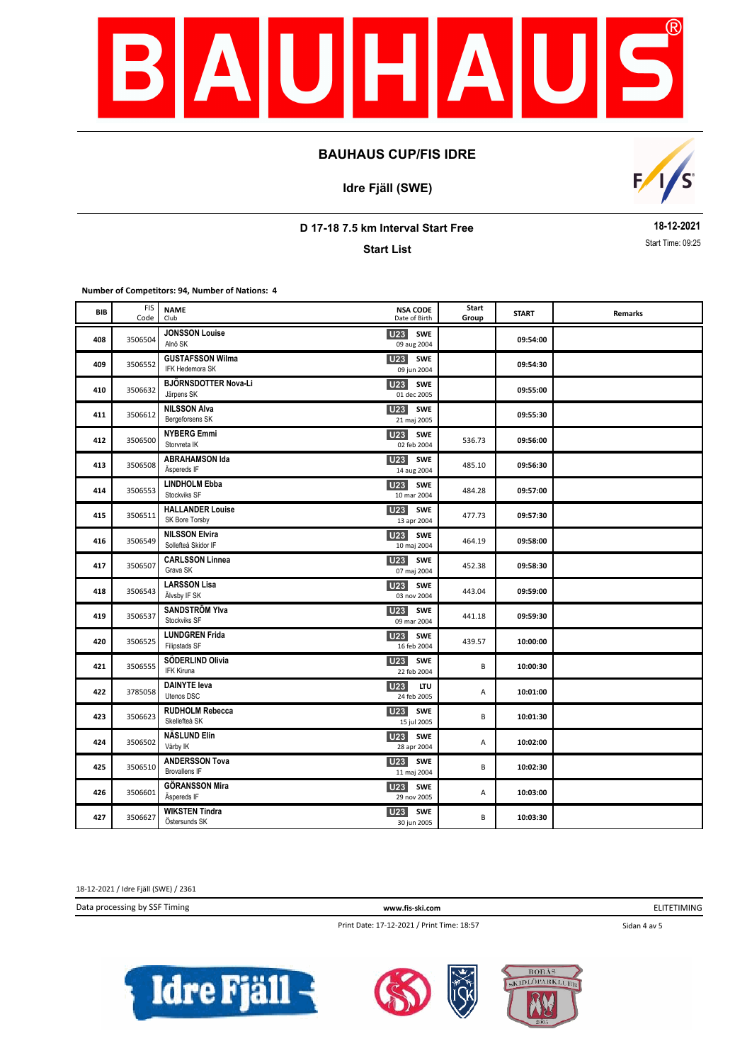# BAUHAUS CUP/FIS IDRE

## Idre Fjäll (SWE)

### D 17-18 7.5 km Interval Start Free

**18-12-2021**

Start List

Start Time: 09:25

**Number of Competitors: 94, Number of Nations: 4**

| BIB | FIS Code | NAME<br>Club | NSA CODE<br>Date of Birth | Start Group | START | Remarks |
|---|---|---|---|---|---|---|
| 408 | 3506504 | **JONSSON Louise**<br>Alnö SK | U23 SWE<br>09 aug 2004 | | 09:54:00 | |
| 409 | 3506552 | **GUSTAFSSON Wilma**<br>IFK Hedemora SK | U23 SWE<br>09 jun 2004 | | 09:54:30 | |
| 410 | 3506632 | **BJÖRNSDOTTER Nova-Li**<br>Järpens SK | U23 SWE<br>01 dec 2005 | | 09:55:00 | |
| 411 | 3506612 | **NILSSON Alva**<br>Bergeforsens SK | U23 SWE<br>21 maj 2005 | | 09:55:30 | |
| 412 | 3506500 | **NYBERG Emmi**<br>Storvreta IK | U23 SWE<br>02 feb 2004 | 536.73 | 09:56:00 | |
| 413 | 3506508 | **ABRAHAMSON Ida**<br>Åspereds IF | U23 SWE<br>14 aug 2004 | 485.10 | 09:56:30 | |
| 414 | 3506553 | **LINDHOLM Ebba**<br>Stockviks SF | U23 SWE<br>10 mar 2004 | 484.28 | 09:57:00 | |
| 415 | 3506511 | **HALLANDER Louise**<br>SK Bore Torsby | U23 SWE<br>13 apr 2004 | 477.73 | 09:57:30 | |
| 416 | 3506549 | **NILSSON Elvira**<br>Sollefteå Skidor IF | U23 SWE<br>10 maj 2004 | 464.19 | 09:58:00 | |
| 417 | 3506507 | **CARLSSON Linnea**<br>Grava SK | U23 SWE<br>07 maj 2004 | 452.38 | 09:58:30 | |
| 418 | 3506543 | **LARSSON Lisa**<br>Älvsby IF SK | U23 SWE<br>03 nov 2004 | 443.04 | 09:59:00 | |
| 419 | 3506537 | **SANDSTRÖM Ylva**<br>Stockviks SF | U23 SWE<br>09 mar 2004 | 441.18 | 09:59:30 | |
| 420 | 3506525 | **LUNDGREN Frida**<br>Filipstads SF | U23 SWE<br>16 feb 2004 | 439.57 | 10:00:00 | |
| 421 | 3506555 | **SÖDERLIND Olivia**<br>IFK Kiruna | U23 SWE<br>22 feb 2004 | B | 10:00:30 | |
| 422 | 3785058 | **DAINYTE Ieva**<br>Utenos DSC | U23 LTU<br>24 feb 2005 | A | 10:01:00 | |
| 423 | 3506623 | **RUDHOLM Rebecca**<br>Skellefteå SK | U23 SWE<br>15 jul 2005 | B | 10:01:30 | |
| 424 | 3506502 | **NÄSLUND Elin**<br>Vårby IK | U23 SWE<br>28 apr 2004 | A | 10:02:00 | |
| 425 | 3506510 | **ANDERSSON Tova**<br>Brovallens IF | U23 SWE<br>11 maj 2004 | B | 10:02:30 | |
| 426 | 3506601 | **GÖRANSSON Mira**<br>Åspereds IF | U23 SWE<br>29 nov 2005 | A | 10:03:00 | |
| 427 | 3506627 | **WIKSTEN Tindra**<br>Östersunds SK | U23 SWE<br>30 jun 2005 | B | 10:03:30 | |

18-12-2021 / Idre Fjäll (SWE) / 2361

Data processing by SSF Timing — www.fis-ski.com — ELITETIMING

Print Date: 17-12-2021 / Print Time: 18:57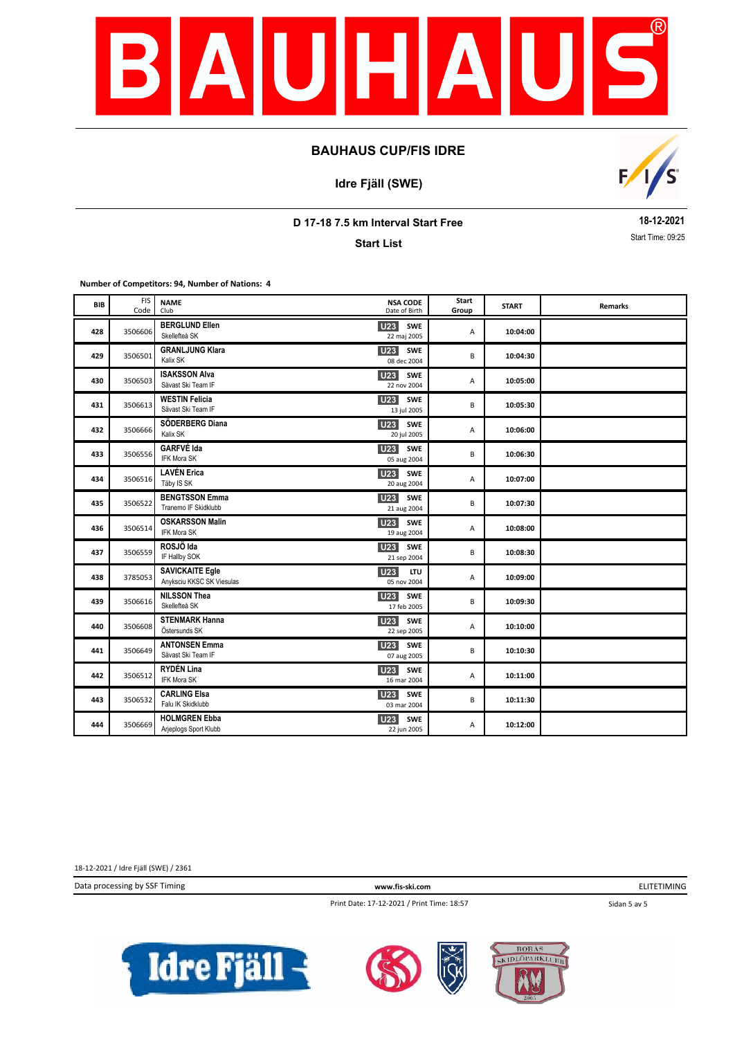# BAUHAUS CUP/FIS IDRE

## Idre Fjäll (SWE)

### D 17-18 7.5 km Interval Start Free

**18-12-2021**

### Start List

Start Time: 09:25

**Number of Competitors: 94, Number of Nations: 4**

| BIB | FIS Code | NAME / Club | NSA CODE / Date of Birth | Start Group | START | Remarks |
|---|---|---|---|---|---|---|
| 428 | 3506606 | **BERGLUND Ellen** Skellefteå SK | U23 SWE 22 maj 2005 | A | 10:04:00 | |
| 429 | 3506501 | **GRANLJUNG Klara** Kalix SK | U23 SWE 08 dec 2004 | B | 10:04:30 | |
| 430 | 3506503 | **ISAKSSON Alva** Sävast Ski Team IF | U23 SWE 22 nov 2004 | A | 10:05:00 | |
| 431 | 3506613 | **WESTIN Felicia** Sävast Ski Team IF | U23 SWE 13 jul 2005 | B | 10:05:30 | |
| 432 | 3506666 | **SÖDERBERG Diana** Kalix SK | U23 SWE 20 jul 2005 | A | 10:06:00 | |
| 433 | 3506556 | **GARFVÉ Ida** IFK Mora SK | U23 SWE 05 aug 2004 | B | 10:06:30 | |
| 434 | 3506516 | **LAVÉN Erica** Täby IS SK | U23 SWE 20 aug 2004 | A | 10:07:00 | |
| 435 | 3506522 | **BENGTSSON Emma** Tranemo IF Skidklubb | U23 SWE 21 aug 2004 | B | 10:07:30 | |
| 436 | 3506514 | **OSKARSSON Malin** IFK Mora SK | U23 SWE 19 aug 2004 | A | 10:08:00 | |
| 437 | 3506559 | **ROSJÖ Ida** IF Hallby SOK | U23 SWE 21 sep 2004 | B | 10:08:30 | |
| 438 | 3785053 | **SAVICKAITE Egle** Anyksciu KKSC SK Viesulas | U23 LTU 05 nov 2004 | A | 10:09:00 | |
| 439 | 3506616 | **NILSSON Thea** Skellefteå SK | U23 SWE 17 feb 2005 | B | 10:09:30 | |
| 440 | 3506608 | **STENMARK Hanna** Östersunds SK | U23 SWE 22 sep 2005 | A | 10:10:00 | |
| 441 | 3506649 | **ANTONSEN Emma** Sävast Ski Team IF | U23 SWE 07 aug 2005 | B | 10:10:30 | |
| 442 | 3506512 | **RYDÉN Lina** IFK Mora SK | U23 SWE 16 mar 2004 | A | 10:11:00 | |
| 443 | 3506532 | **CARLING Elsa** Falu IK Skidklubb | U23 SWE 03 mar 2004 | B | 10:11:30 | |
| 444 | 3506669 | **HOLMGREN Ebba** Arjeplogs Sport Klubb | U23 SWE 22 jun 2005 | A | 10:12:00 | |

18-12-2021 / Idre Fjäll (SWE) / 2361

Data processing by SSF Timing | www.fis-ski.com | ELITETIMING

Print Date: 17-12-2021 / Print Time: 18:57